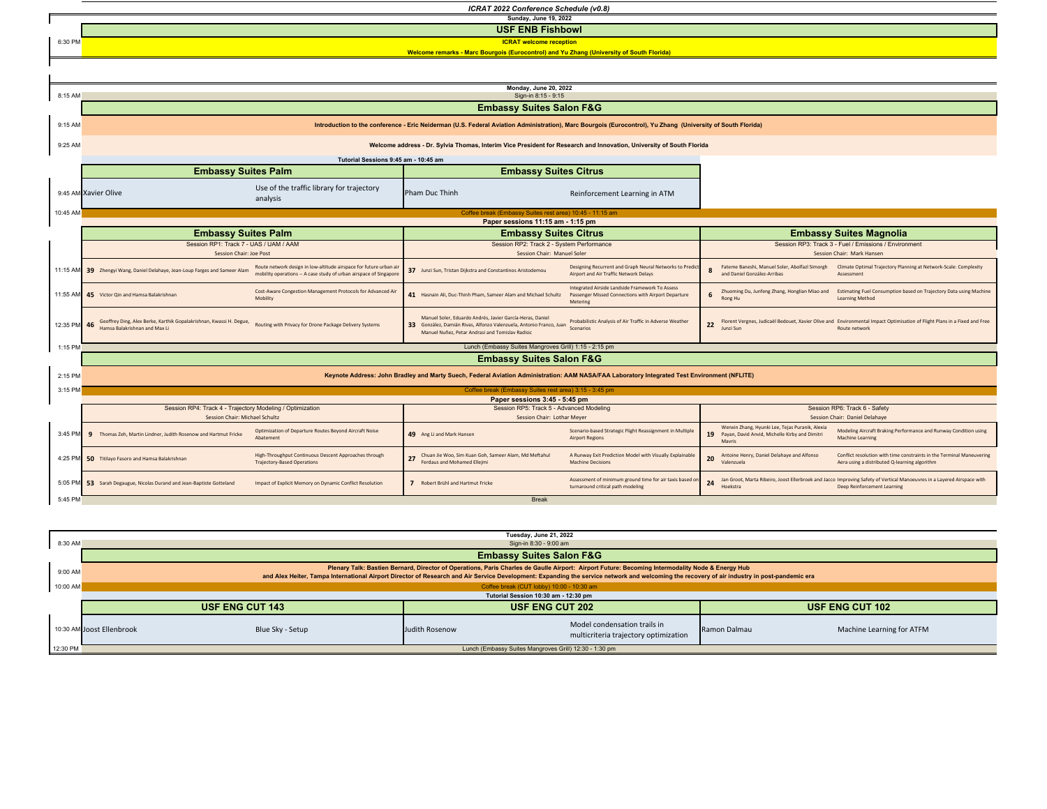# ICRAT 2022 Conference Schedule (v0.8)

## Sunday, June 19, 2022

### USF ENB Fishbowl

**6:30 PM** — **ICRAT welcome reception**

**Welcome remarks - Marc Bourgois (Eurocontrol) and Yu Zhang (University of South Florida)**

## Monday, June 20, 2022

**8:15 AM** — Sign-in 8:15 - 9:15

### Embassy Suites Salon F&G

**9:15 AM** — **Introduction to the conference - Eric Neiderman (U.S. Federal Aviation Administration), Marc Bourgois (Eurocontrol), Yu Zhang (University of South Florida)**

**9:25 AM** — **Welcome address - Dr. Sylvia Thomas, Interim Vice President for Research and Innovation, University of South Florida**

**Tutorial Sessions 9:45 am - 10:45 am**

| Time | Embassy Suites Palm | | Embassy Suites Citrus | |
|---|---|---|---|---|
| 9:45 AM | Xavier Olive | Use of the traffic library for trajectory analysis | Pham Duc Thinh | Reinforcement Learning in ATM |

**10:45 AM** — Coffee break (Embassy Suites rest area) 10:45 - 11:15 am

**Paper sessions 11:15 am - 1:15 pm**

| Time | Embassy Suites Palm | | | Embassy Suites Citrus | | | Embassy Suites Magnolia | | |
|---|---|---|---|---|---|---|---|---|---|
| | Session RP1: Track 7 - UAS / UAM / AAM<br>Session Chair: Joe Post | | | Session RP2: Track 2 - System Performance<br>Session Chair: Manuel Soler | | | Session RP3: Track 3 - Fuel / Emissions / Environment<br>Session Chair: Mark Hansen | | |
| 11:15 AM | 39 | Zhengyi Wang, Daniel Delahaye, Jean-Loup Farges and Sameer Alam | Route network design in low-altitude airspace for future urban air mobility operations -- A case study of urban airspace of Singapore | 37 | Junzi Sun, Tristan Dijkstra and Constantinos Aristodemou | Designing Recurrent and Graph Neural Networks to Predict Airport and Air Traffic Network Delays | 8 | Fateme Baneshi, Manuel Soler, Abolfazl Simorgh and Daniel González-Arribas | Climate Optimal Trajectory Planning at Network-Scale: Complexity Assessment |
| 11:55 AM | 45 | Victor Qin and Hamsa Balakrishnan | Cost-Aware Congestion Management Protocols for Advanced Air Mobility | 41 | Hasnain Ali, Duc-Thinh Pham, Sameer Alam and Michael Schultz | Integrated Airside Landside Framework To Assess Passenger Missed Connections with Airport Departure Metering | 6 | Zhuoming Du, Junfeng Zhang, Honglian Miao and Rong Hu | Estimating Fuel Consumption based on Trajectory Data using Machine Learning Method |
| 12:35 PM | 46 | Geoffrey Ding, Alex Berke, Karthik Gopalakrishnan, Kwassi H. Degue, Hamsa Balakrishnan and Max Li | Routing with Privacy for Drone Package Delivery Systems | 33 | Manuel Soler, Eduardo Andrés, Javier García-Heras, Daniel González, Damián Rivas, Alfonzo Valenzuela, Antonio Franco, Juan Manuel Nuñez, Petar Andrasi and Tomislav Radisic | Probabilistic Analysis of Air Traffic in Adverse Weather Scenarios | 22 | Florent Vergnes, Judicaël Bedouet, Xavier Olive and Junzi Sun | Environmental Impact Optimisation of Flight Plans in a Fixed and Free Route network |

**1:15 PM** — Lunch (Embassy Suites Mangroves Grill) 1:15 - 2:15 pm

### Embassy Suites Salon F&G

**2:15 PM** — **Keynote Address: John Bradley and Marty Suech, Federal Aviation Administration: AAM NASA/FAA Laboratory Integrated Test Environment (NFLITE)**

**3:15 PM** — Coffee break (Embassy Suites rest area) 3:15 - 3:45 pm

**Paper sessions 3:45 - 5:45 pm**

| Time | Session RP4: Track 4 - Trajectory Modeling / Optimization<br>Session Chair: Michael Schultz | | | Session RP5: Track 5 - Advanced Modeling<br>Session Chair: Lothar Meyer | | | Session RP6: Track 6 - Safety<br>Session Chair: Daniel Delahaye | | |
|---|---|---|---|---|---|---|---|---|---|
| 3:45 PM | 9 | Thomas Zeh, Martin Lindner, Judith Rosenow and Hartmut Fricke | Optimization of Departure Routes Beyond Aircraft Noise Abatement | 49 | Ang Li and Mark Hansen | Scenario-based Strategic Flight Reassignment in Multiple Airport Regions | 19 | Wenxin Zhang, Hyunki Lee, Tejas Puranik, Alexia Payan, David Anvid, Michelle Kirby and Dimitri Mavris | Modeling Aircraft Braking Performance and Runway Condition using Machine Learning |
| 4:25 PM | 50 | Titilayo Fasoro and Hamsa Balakrishnan | High-Throughput Continuous Descent Approaches through Trajectory-Based Operations | 27 | Chuan Jie Woo, Sim Kuan Goh, Sameer Alam, Md Meftahul Ferdaus and Mohamed Ellejmi | A Runway Exit Prediction Model with Visually Explainable Machine Decisions | 20 | Antoine Henry, Daniel Delahaye and Alfonso Valenzuela | Conflict resolution with time constraints in the Terminal Maneuvering Aera using a distributed Q-learning algorithm |
| 5:05 PM | 53 | Sarah Degaugue, Nicolas Durand and Jean-Baptiste Gotteland | Impact of Explicit Memory on Dynamic Conflict Resolution | 7 | Robert Brühl and Hartmut Fricke | Assessment of minimum ground time for air taxis based on turnaround critical path modeling | 24 | Jan Groot, Marta Ribeiro, Joost Ellerbroek and Jacco Hoekstra | Improving Safety of Vertical Manoeuvres in a Layered Airspace with Deep Reinforcement Learning |

**5:45 PM** — Break

## Tuesday, June 21, 2022

**8:30 AM** — Sign-in 8:30 - 9:00 am

### Embassy Suites Salon F&G

**9:00 AM** — **Plenary Talk: Bastien Bernard, Director of Operations, Paris Charles de Gaulle Airport: Airport Future: Becoming Intermodality Node & Energy Hub and Alex Heiter, Tampa International Airport Director of Research and Air Service Development: Expanding the service network and welcoming the recovery of air industry in post-pandemic era**

**10:00 AM** — Coffee break (CUT lobby) 10:00 - 10:30 am

**Tutorial Session 10:30 am - 12:30 pm**

| Time | USF ENG CUT 143 | | USF ENG CUT 202 | | USF ENG CUT 102 | |
|---|---|---|---|---|---|---|
| 10:30 AM | Joost Ellenbrook | Blue Sky - Setup | Judith Rosenow | Model condensation trails in multicriteria trajectory optimization | Ramon Dalmau | Machine Learning for ATFM |

**12:30 PM** — Lunch (Embassy Suites Mangroves Grill) 12:30 - 1:30 pm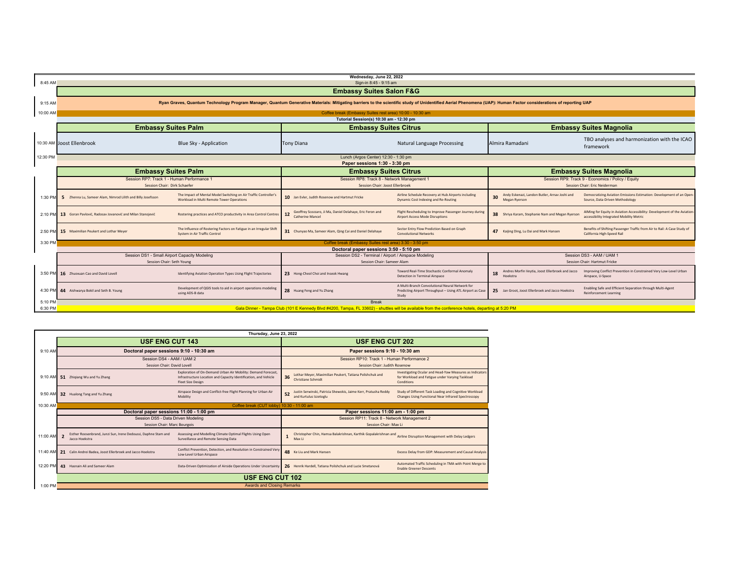# Wednesday, June 22, 2022

| Time | | | | | | | | |
|---|---|---|---|---|---|---|---|---|
| 8:45 AM | Sign-in 8:45 - 9:15 am | | | | | | | |
| | **Embassy Suites Salon F&G** | | | | | | | |
| 9:15 AM | **Ryan Graves, Quantum Technology Program Manager, Quantum Generative Materials: Mitigating barriers to the scientific study of Unidentified Aerial Phenomena (UAP): Human Factor considerations of reporting UAP** | | | | | | | |
| 10:00 AM | Coffee break (Embassy Suites rest area) 10:00 - 10:30 am | | | | | | | |
| | **Tutorial Session(s) 10:30 am - 12:30 pm** | | | | | | | |
| | **Embassy Suites Palm** | | | **Embassy Suites Citrus** | | | **Embassy Suites Magnolia** | |
| 10:30 AM | Joost Ellenbrook | | Blue Sky - Application | Tony Diana | | Natural Language Processing | Almira Ramadani | TBO analyses and harmonization with the ICAO framework |
| 12:30 PM | Lunch (Argos Center) 12:30 - 1:30 pm | | | | | | | |
| | **Paper sessions 1:30 - 3:30 pm** | | | | | | | |
| | **Embassy Suites Palm** | | | **Embassy Suites Citrus** | | | **Embassy Suites Magnolia** | |
| | Session RP7: Track 1 - Human Performance 1 | | | Session RP8: Track 8 - Network Management 1 | | | Session RP9: Track 9 - Economics / Policy / Equity | |
| | Session Chair: Dirk Schaefer | | | Session Chair: Joost Ellerbroek | | | Session Chair: Eric Neiderman | |
| 1:30 PM | 5 | Zhenna Lu, Sameer Alam, Nimrod Lilith and Billy Josefsson | The Impact of Mental Model Switching on Air Traffic Controller's Workload in Multi Remote Tower Operations | 10 | Jan Evler, Judith Rosenow and Hartmut Fricke | Airline Schedule Recovery at Hub Airports including Dynamic Cost Indexing and Re-Routing | 30 Andy Eskenazi, Landon Butler, Arnav Joshi and Megan Ryerson | Democratizing Aviation Emissions Estimation: Development of an Open-Source, Data-Driven Methodology |
| 2:10 PM | 13 | Goran Pavlović, Radosav Jovanović and Milan Stanojević | Rostering practices and ATCO productivity in Area Control Centres | 12 | Geoffrey Scozzaro, Ji Ma, Daniel Delahaye, Eric Feron and Catherine Mancel | Flight Rescheduling to Improve Passenger Journey during Airport Access Mode Disruptions | 38 Shriya Karam, Stephanie Nam and Megan Ryerson | AIMing for Equity in Aviation Accessibility: Development of the Aviation-accessibility Integrated Mobility Metric |
| 2:50 PM | 15 | Maximilian Peukert and Lothar Meyer | The Influence of Rostering Factors on Fatigue in an Irregular Shift System in Air Traffic Control | 31 | Chunyao Ma, Sameer Alam, Qing Cai and Daniel Delahaye | Sector Entry Flow Prediction Based on Graph Convolutional Networks | 47 Kaijing Ding, Lu Dai and Mark Hansen | Benefits of Shifting Passenger Traffic from Air to Rail: A Case Study of California High-Speed Rail |
| 3:30 PM | Coffee break (Embassy Suites rest area) 3:30 - 3:50 pm | | | | | | | |
| | **Doctoral paper sessions 3:50 - 5:10 pm** | | | | | | | |
| | Session DS1 - Small Airport Capacity Modeling | | | Session DS2 - Terminal / Airport / Airspace Modeling | | | Session DS3 - AAM / UAM 1 | |
| | Session Chair: Seth Young | | | Session Chair: Sameer Alam | | | Session Chair: Hartmut Fricke | |
| 3:50 PM | 16 | Zhuoxuan Cao and David Lovell | Identifying Aviation Operation Types Using Flight Trajectories | 23 | Hong-Cheol Choi and Inseok Hwang | Toward Real-Time Stochastic Conformal Anomaly Detection in Terminal Airspace | 18 Andres Morfin Veytia, Joost Ellerbroek and Jacco Hoekstra | Improving Conflict Prevention in Constrained Very Low-Level Urban Airspace, U-Space |
| 4:30 PM | 44 | Aishwarya Bokil and Seth B. Young | Development of QGIS tools to aid in airport operations modeling using ADS-B data | 28 | Huang Feng and Yu Zhang | A Multi-Branch Convolutional Neural Network for Predicting Airport Throughput – Using ATL Airport as Case Study | 25 Jan Groot, Joost Ellerbroek and Jacco Hoekstra | Enabling Safe and Efficient Separation through Multi-Agent Reinforcement Learning |
| 5:10 PM | Break | | | | | | | |
| 6:30 PM | Gala Dinner - Tampa Club (101 E Kennedy Blvd #4200, Tampa, FL 33602) - shuttles will be available from the conference hotels, departing at 5:20 PM | | | | | | | |

# Thursday, June 23, 2022

| Time | | | | | | |
|---|---|---|---|---|---|---|
| | **USF ENG CUT 143** | | | **USF ENG CUT 202** | | |
| 9:10 AM | **Doctoral paper sessions 9:10 - 10:30 am** | | | **Paper sessions 9:10 - 10:30 am** | | |
| | Session DS4 - AAM / UAM 2 | | | Session RP10: Track 1 - Human Performance 2 | | |
| | Session Chair: David Lovell | | | Session Chair: Judith Rosenow | | |
| 9:10 AM | 51 | Zhiqiang Wu and Yu Zhang | Exploration of On-Demand Urban Air Mobility: Demand Forecast, Infrastructure Location and Capacity Identification, and Vehicle Fleet Size Design | 36 | Lothar Meyer, Maximilian Peukert, Tatiana Polishchuk and Christiane Schmidt | Investigating Ocular and Head-Yaw Measures as Indicators for Workload and Fatigue under Varying Taskload Conditions |
| 9:50 AM | 32 | Hualong Tang and Yu Zhang | Airspace Design and Conflict-free Flight Planning for Urban Air Mobility | 52 | Justin Serwinski, Patricia Shewokis, Jaime Kerr, Pratusha Reddy and Kurtulus Izzetoglu | Study of Different Task Loading and Cognitive Workload Changes Using Functional Near Infrared Spectroscopy |
| 10:30 AM | Coffee break (CUT lobby) 10:30 - 11:00 am | | | | | |
| | **Doctoral paper sessions 11:00 - 1:00 pm** | | | **Paper sessions 11:00 am - 1:00 pm** | | |
| | Session DS5 - Data Driven Modeling | | | Session RP11: Track 8 - Network Management 2 | | |
| | Session Chair: Marc Bourgois | | | Session Chair: Max Li | | |
| 11:00 AM | 2 | Esther Roosenbrand, Junzi Sun, Irene Dedoussi, Daphne Stam and Jacco Hoekstra | Assessing and Modelling Climate Optimal Flights Using Open Surveillance and Remote Sensing Data | 1 | Christopher Chin, Hamsa Balakrishnan, Karthik Gopalakrishnan and Max Li | Airline Disruption Management with Delay Ledgers |
| 11:40 AM | 21 | Calin Andrei Badea, Joost Ellerbroek and Jacco Hoekstra | Conflict Prevention, Detection, and Resolution in Constrained Very Low-Level Urban Airspace | 48 | Ke Liu and Mark Hansen | Excess Delay from GDP: Measurement and Causal Analysis |
| 12:20 PM | 43 | Hasnain Ali and Sameer Alam | Data-Driven Optimization of Airside Operations Under Uncertainty | 26 | Henrik Hardell, Tatiana Polishchuk and Lucie Smetanová | Automated Traffic Scheduling in TMA with Point Merge to Enable Greener Descents |
| | **USF ENG CUT 102** | | | | | |
| 1:00 PM | Awards and Closing Remarks | | | | | |